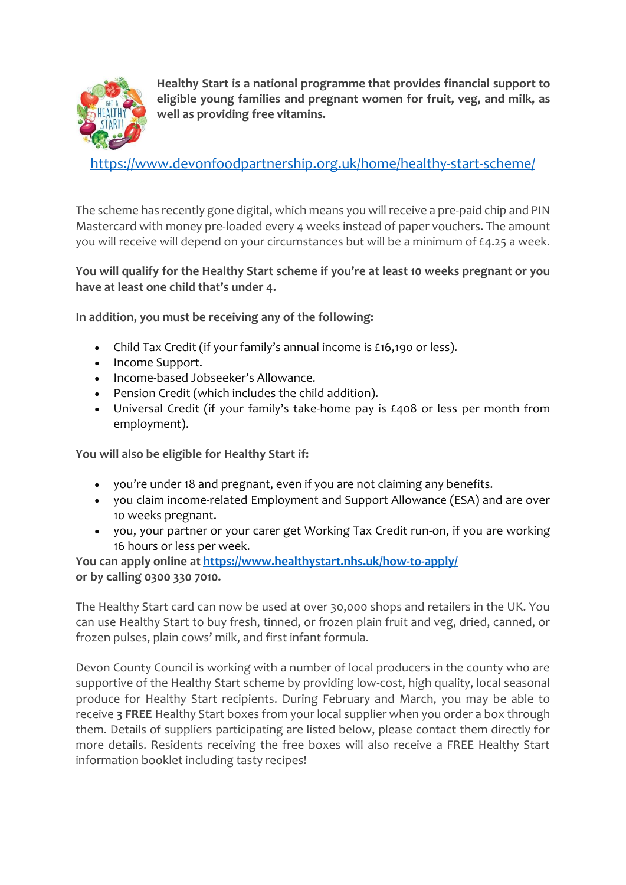**Healthy Start is a national programme that provides financial support to eligible young families and pregnant women for fruit, veg, and milk, as well as providing free vitamins.**

https://www.devonfoodpartnership.org.uk/home/healthy-start-scheme/

The scheme has recently gone digital, which means you will receive a pre-paid chip and PIN Mastercard with money pre-loaded every 4 weeks instead of paper vouchers. The amount you will receive will depend on your circumstances but will be a minimum of £4.25 a week.

**You will qualify for the Healthy Start scheme if you're at least 10 weeks pregnant or you have at least one child that's under 4.**

**In addition, you must be receiving any of the following:**

- Child Tax Credit (if your family's annual income is £16,190 or less).
- Income Support.
- Income-based Jobseeker's Allowance.
- Pension Credit (which includes the child addition).
- Universal Credit (if your family's take-home pay is £408 or less per month from employment).

**You will also be eligible for Healthy Start if:**

- you're under 18 and pregnant, even if you are not claiming any benefits.
- you claim income-related Employment and Support Allowance (ESA) and are over 10 weeks pregnant.
- you, your partner or your carer get Working Tax Credit run-on, if you are working 16 hours or less per week.

**You can apply online at https://www.healthystart.nhs.uk/how-to-apply/ or by calling 0300 330 7010.**

The Healthy Start card can now be used at over 30,000 shops and retailers in the UK. You can use Healthy Start to buy fresh, tinned, or frozen plain fruit and veg, dried, canned, or frozen pulses, plain cows' milk, and first infant formula.

Devon County Council is working with a number of local producers in the county who are supportive of the Healthy Start scheme by providing low-cost, high quality, local seasonal produce for Healthy Start recipients. During February and March, you may be able to receive **3 FREE** Healthy Start boxes from your local supplier when you order a box through them. Details of suppliers participating are listed below, please contact them directly for more details. Residents receiving the free boxes will also receive a FREE Healthy Start information booklet including tasty recipes!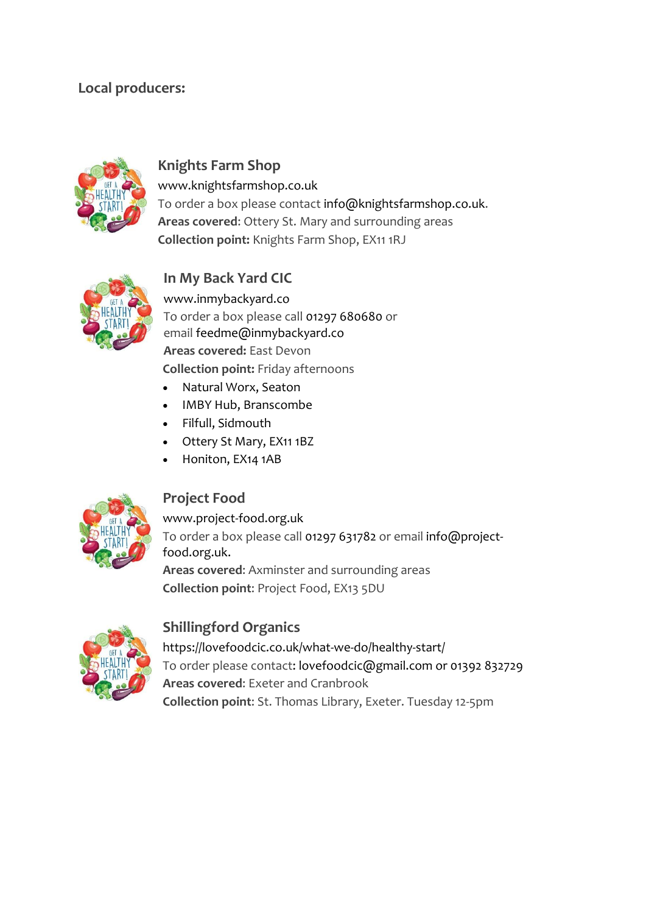## Local producers:

### Knights Farm Shop

www.knightsfarmshop.co.uk

To order a box please contact info@knightsfarmshop.co.uk.

**Areas covered**: Ottery St. Mary and surrounding areas

**Collection point:** Knights Farm Shop, EX11 1RJ

### In My Back Yard CIC

www.inmybackyard.co

To order a box please call 01297 680680 or email feedme@inmybackyard.co

**Areas covered:** East Devon

**Collection point:** Friday afternoons

- Natural Worx, Seaton
- IMBY Hub, Branscombe
- Fifull, Sidmouth
- Ottery St Mary, EX11 1BZ
- Honiton, EX14 1AB

### Project Food

www.project-food.org.uk

To order a box please call 01297 631782 or email info@project-food.org.uk.

**Areas covered**: Axminster and surrounding areas

**Collection point**: Project Food, EX13 5DU

### Shillingford Organics

https://lovefoodcic.co.uk/what-we-do/healthy-start/

To order please contact: lovefoodcic@gmail.com or 01392 832729

**Areas covered**: Exeter and Cranbrook

**Collection point**: St. Thomas Library, Exeter. Tuesday 12-5pm